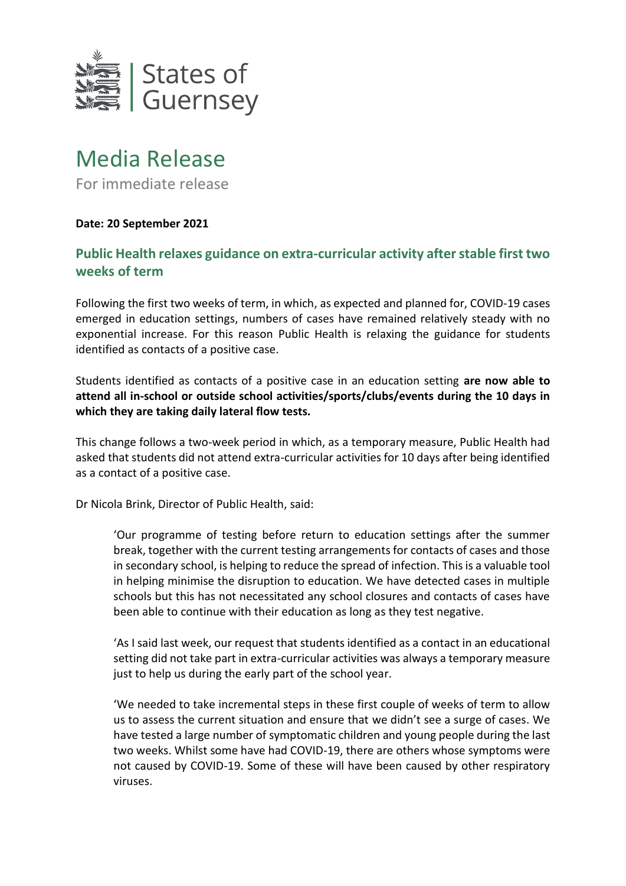States of Guernsey

# Media Release

For immediate release

**Date: 20 September 2021**

## Public Health relaxes guidance on extra-curricular activity after stable first two weeks of term

Following the first two weeks of term, in which, as expected and planned for, COVID-19 cases emerged in education settings, numbers of cases have remained relatively steady with no exponential increase. For this reason Public Health is relaxing the guidance for students identified as contacts of a positive case.

Students identified as contacts of a positive case in an education setting **are now able to attend all in-school or outside school activities/sports/clubs/events during the 10 days in which they are taking daily lateral flow tests.**

This change follows a two-week period in which, as a temporary measure, Public Health had asked that students did not attend extra-curricular activities for 10 days after being identified as a contact of a positive case.

Dr Nicola Brink, Director of Public Health, said:

> 'Our programme of testing before return to education settings after the summer break, together with the current testing arrangements for contacts of cases and those in secondary school, is helping to reduce the spread of infection. This is a valuable tool in helping minimise the disruption to education. We have detected cases in multiple schools but this has not necessitated any school closures and contacts of cases have been able to continue with their education as long as they test negative.
>
> 'As I said last week, our request that students identified as a contact in an educational setting did not take part in extra-curricular activities was always a temporary measure just to help us during the early part of the school year.
>
> 'We needed to take incremental steps in these first couple of weeks of term to allow us to assess the current situation and ensure that we didn't see a surge of cases. We have tested a large number of symptomatic children and young people during the last two weeks. Whilst some have had COVID-19, there are others whose symptoms were not caused by COVID-19. Some of these will have been caused by other respiratory viruses.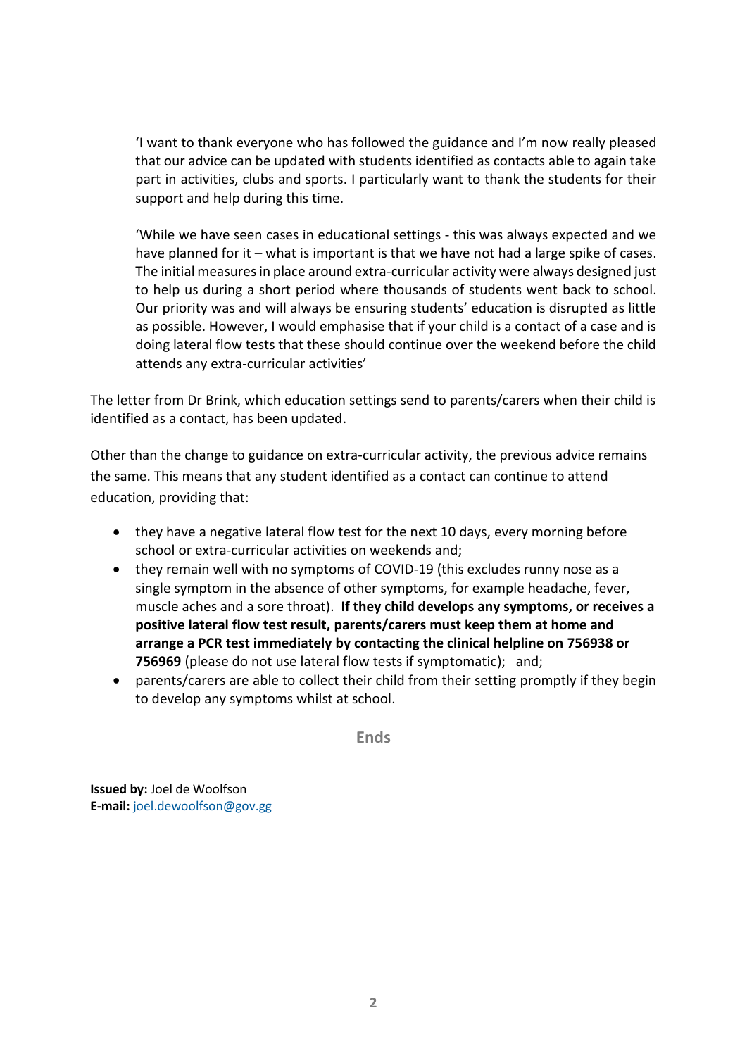'I want to thank everyone who has followed the guidance and I'm now really pleased that our advice can be updated with students identified as contacts able to again take part in activities, clubs and sports. I particularly want to thank the students for their support and help during this time.

'While we have seen cases in educational settings - this was always expected and we have planned for it – what is important is that we have not had a large spike of cases. The initial measures in place around extra-curricular activity were always designed just to help us during a short period where thousands of students went back to school. Our priority was and will always be ensuring students' education is disrupted as little as possible. However, I would emphasise that if your child is a contact of a case and is doing lateral flow tests that these should continue over the weekend before the child attends any extra-curricular activities'

The letter from Dr Brink, which education settings send to parents/carers when their child is identified as a contact, has been updated.

Other than the change to guidance on extra-curricular activity, the previous advice remains the same. This means that any student identified as a contact can continue to attend education, providing that:

- they have a negative lateral flow test for the next 10 days, every morning before school or extra-curricular activities on weekends and;
- they remain well with no symptoms of COVID-19 (this excludes runny nose as a single symptom in the absence of other symptoms, for example headache, fever, muscle aches and a sore throat). **If they child develops any symptoms, or receives a positive lateral flow test result, parents/carers must keep them at home and arrange a PCR test immediately by contacting the clinical helpline on 756938 or 756969** (please do not use lateral flow tests if symptomatic); and;
- parents/carers are able to collect their child from their setting promptly if they begin to develop any symptoms whilst at school.

**Ends**

**Issued by:** Joel de Woolfson
**E-mail:** joel.dewoolfson@gov.gg